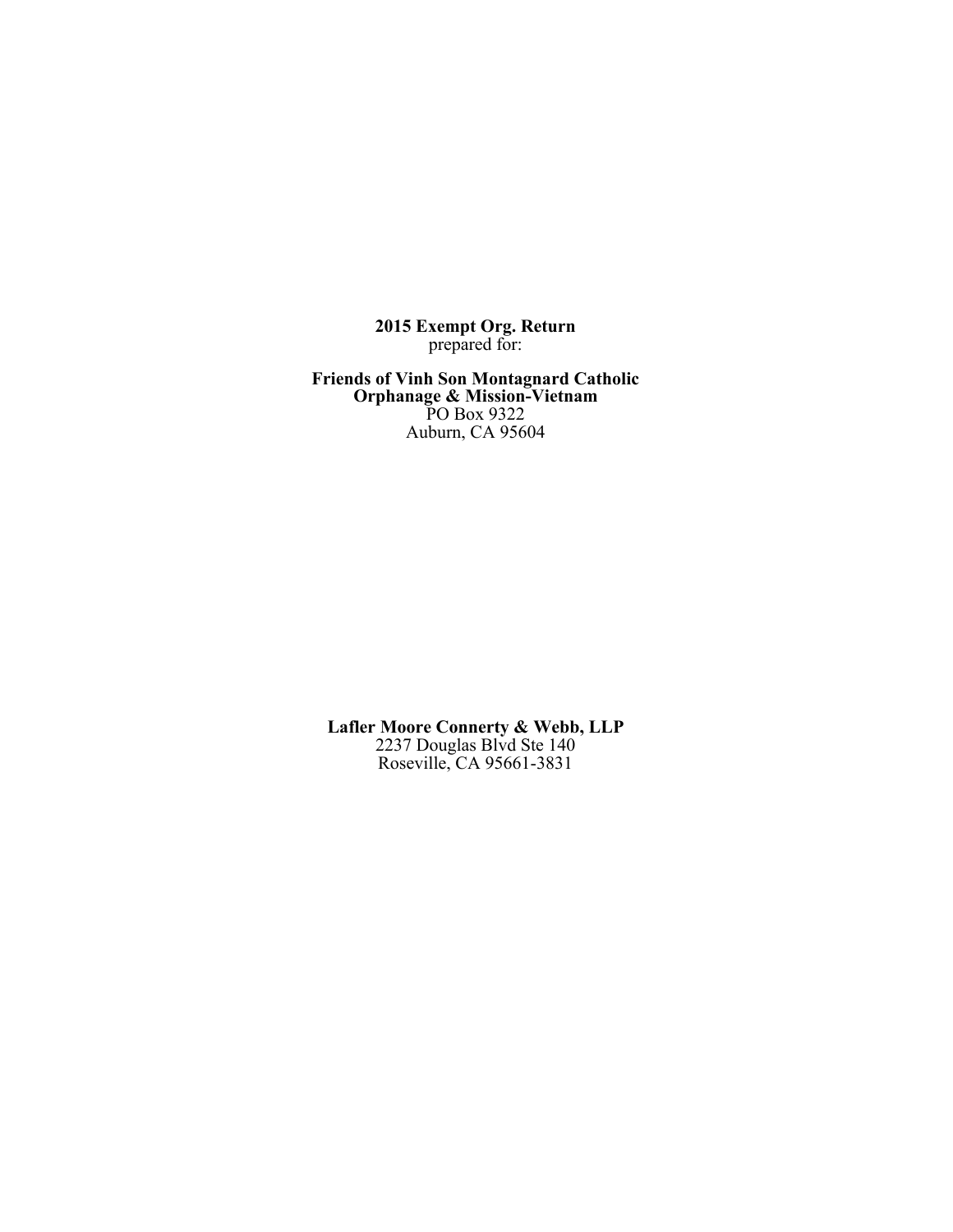**2015 Exempt Org. Return**
prepared for:

**Friends of Vinh Son Montagnard Catholic Orphanage & Mission-Vietnam**
PO Box 9322
Auburn, CA 95604

**Lafler Moore Connerty & Webb, LLP**
2237 Douglas Blvd Ste 140
Roseville, CA 95661-3831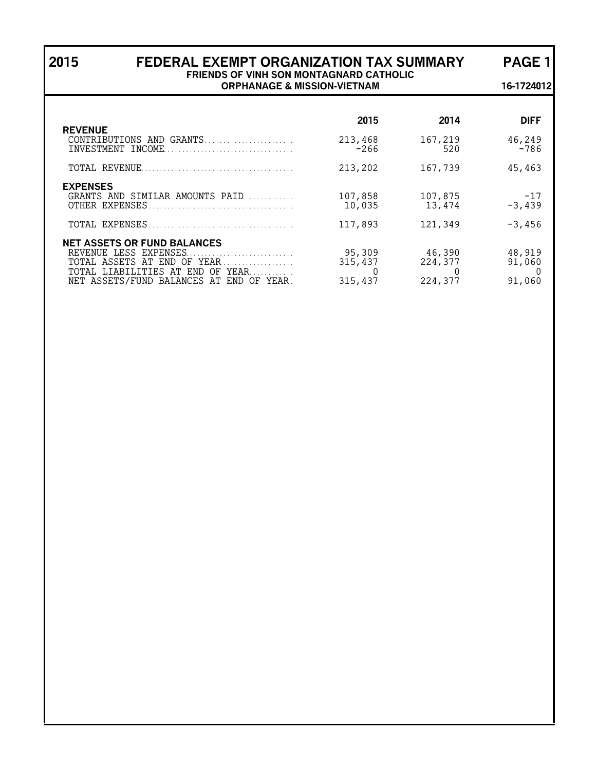# 2015 FEDERAL EXEMPT ORGANIZATION TAX SUMMARY PAGE 1

**FRIENDS OF VINH SON MONTAGNARD CATHOLIC ORPHANAGE & MISSION-VIETNAM**

**16-1724012**

| | 2015 | 2014 | DIFF |
|---|---|---|---|
| **REVENUE** | | | |
| CONTRIBUTIONS AND GRANTS | 213,468 | 167,219 | 46,249 |
| INVESTMENT INCOME | -266 | 520 | -786 |
| TOTAL REVENUE | 213,202 | 167,739 | 45,463 |
| **EXPENSES** | | | |
| GRANTS AND SIMILAR AMOUNTS PAID | 107,858 | 107,875 | -17 |
| OTHER EXPENSES | 10,035 | 13,474 | -3,439 |
| TOTAL EXPENSES | 117,893 | 121,349 | -3,456 |
| **NET ASSETS OR FUND BALANCES** | | | |
| REVENUE LESS EXPENSES | 95,309 | 46,390 | 48,919 |
| TOTAL ASSETS AT END OF YEAR | 315,437 | 224,377 | 91,060 |
| TOTAL LIABILITIES AT END OF YEAR | 0 | 0 | 0 |
| NET ASSETS/FUND BALANCES AT END OF YEAR | 315,437 | 224,377 | 91,060 |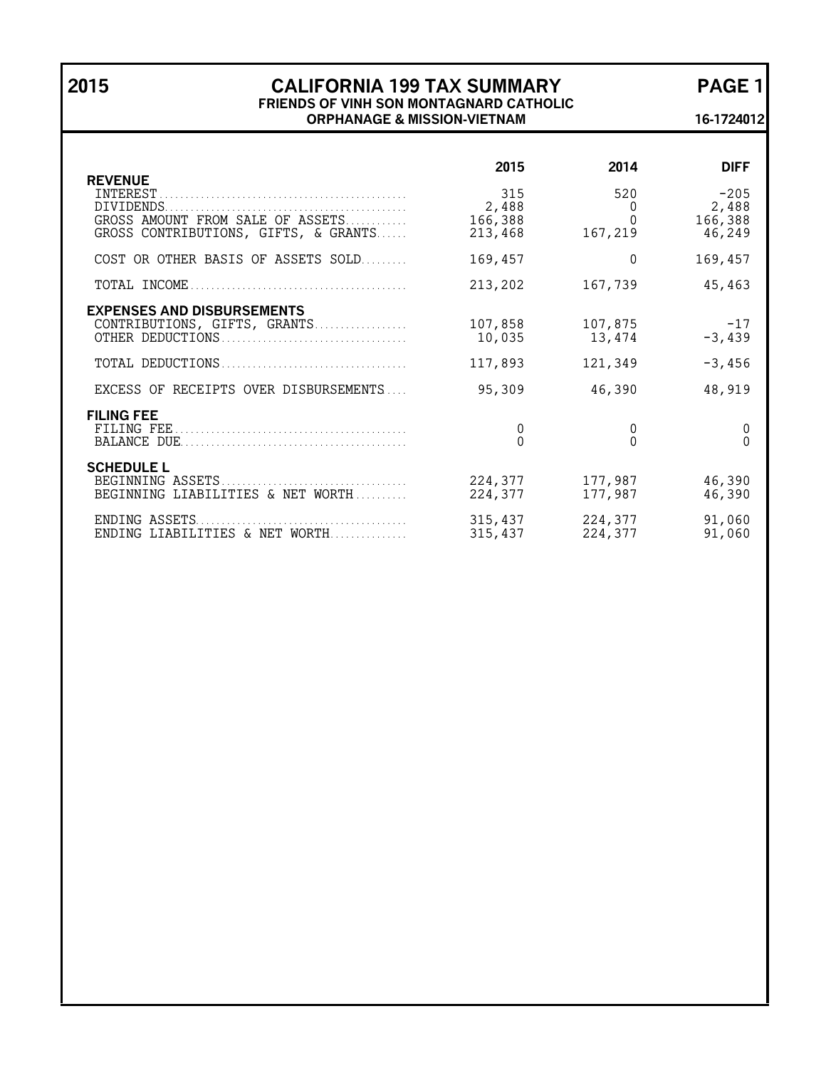# 2015 CALIFORNIA 199 TAX SUMMARY

**FRIENDS OF VINH SON MONTAGNARD CATHOLIC ORPHANAGE & MISSION-VIETNAM**

**16-1724012**

| | 2015 | 2014 | DIFF |
|---|---|---|---|
| **REVENUE** | | | |
| INTEREST | 315 | 520 | -205 |
| DIVIDENDS | 2,488 | 0 | 2,488 |
| GROSS AMOUNT FROM SALE OF ASSETS | 166,388 | 0 | 166,388 |
| GROSS CONTRIBUTIONS, GIFTS, & GRANTS | 213,468 | 167,219 | 46,249 |
| COST OR OTHER BASIS OF ASSETS SOLD | 169,457 | 0 | 169,457 |
| TOTAL INCOME | 213,202 | 167,739 | 45,463 |
| **EXPENSES AND DISBURSEMENTS** | | | |
| CONTRIBUTIONS, GIFTS, GRANTS | 107,858 | 107,875 | -17 |
| OTHER DEDUCTIONS | 10,035 | 13,474 | -3,439 |
| TOTAL DEDUCTIONS | 117,893 | 121,349 | -3,456 |
| EXCESS OF RECEIPTS OVER DISBURSEMENTS | 95,309 | 46,390 | 48,919 |
| **FILING FEE** | | | |
| FILING FEE | 0 | 0 | 0 |
| BALANCE DUE | 0 | 0 | 0 |
| **SCHEDULE L** | | | |
| BEGINNING ASSETS | 224,377 | 177,987 | 46,390 |
| BEGINNING LIABILITIES & NET WORTH | 224,377 | 177,987 | 46,390 |
| ENDING ASSETS | 315,437 | 224,377 | 91,060 |
| ENDING LIABILITIES & NET WORTH | 315,437 | 224,377 | 91,060 |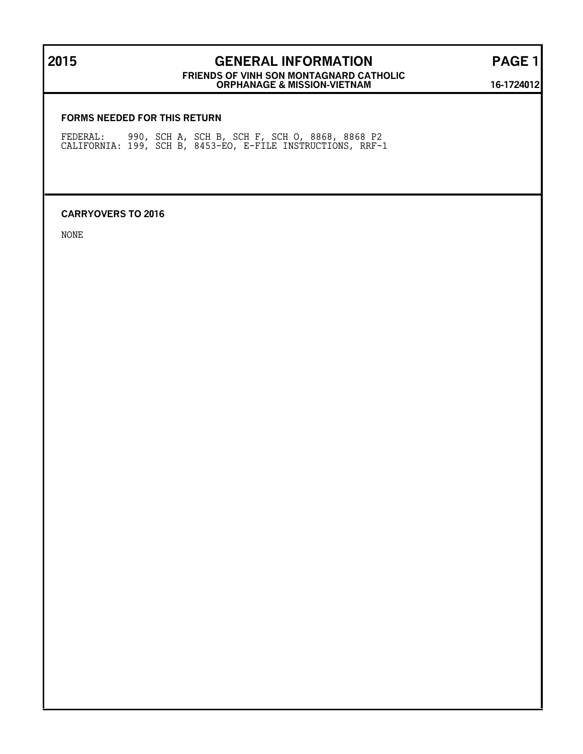# 2015 GENERAL INFORMATION

**FRIENDS OF VINH SON MONTAGNARD CATHOLIC ORPHANAGE & MISSION-VIETNAM**

**16-1724012**

### FORMS NEEDED FOR THIS RETURN

FEDERAL: 990, SCH A, SCH B, SCH F, SCH O, 8868, 8868 P2
CALIFORNIA: 199, SCH B, 8453-EO, E-FILE INSTRUCTIONS, RRF-1

### CARRYOVERS TO 2016

NONE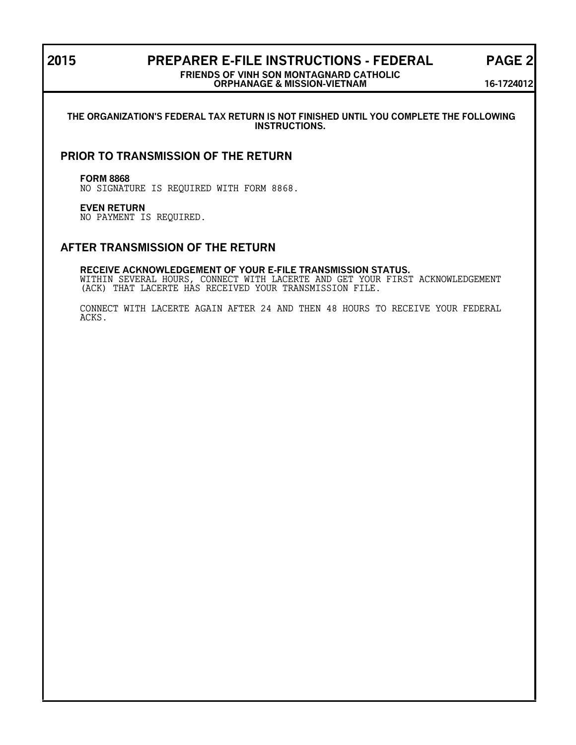**THE ORGANIZATION'S FEDERAL TAX RETURN IS NOT FINISHED UNTIL YOU COMPLETE THE FOLLOWING INSTRUCTIONS.**

## PRIOR TO TRANSMISSION OF THE RETURN

**FORM 8868**
NO SIGNATURE IS REQUIRED WITH FORM 8868.

**EVEN RETURN**
NO PAYMENT IS REQUIRED.

## AFTER TRANSMISSION OF THE RETURN

**RECEIVE ACKNOWLEDGEMENT OF YOUR E-FILE TRANSMISSION STATUS.**
WITHIN SEVERAL HOURS, CONNECT WITH LACERTE AND GET YOUR FIRST ACKNOWLEDGEMENT (ACK) THAT LACERTE HAS RECEIVED YOUR TRANSMISSION FILE.

CONNECT WITH LACERTE AGAIN AFTER 24 AND THEN 48 HOURS TO RECEIVE YOUR FEDERAL ACKS.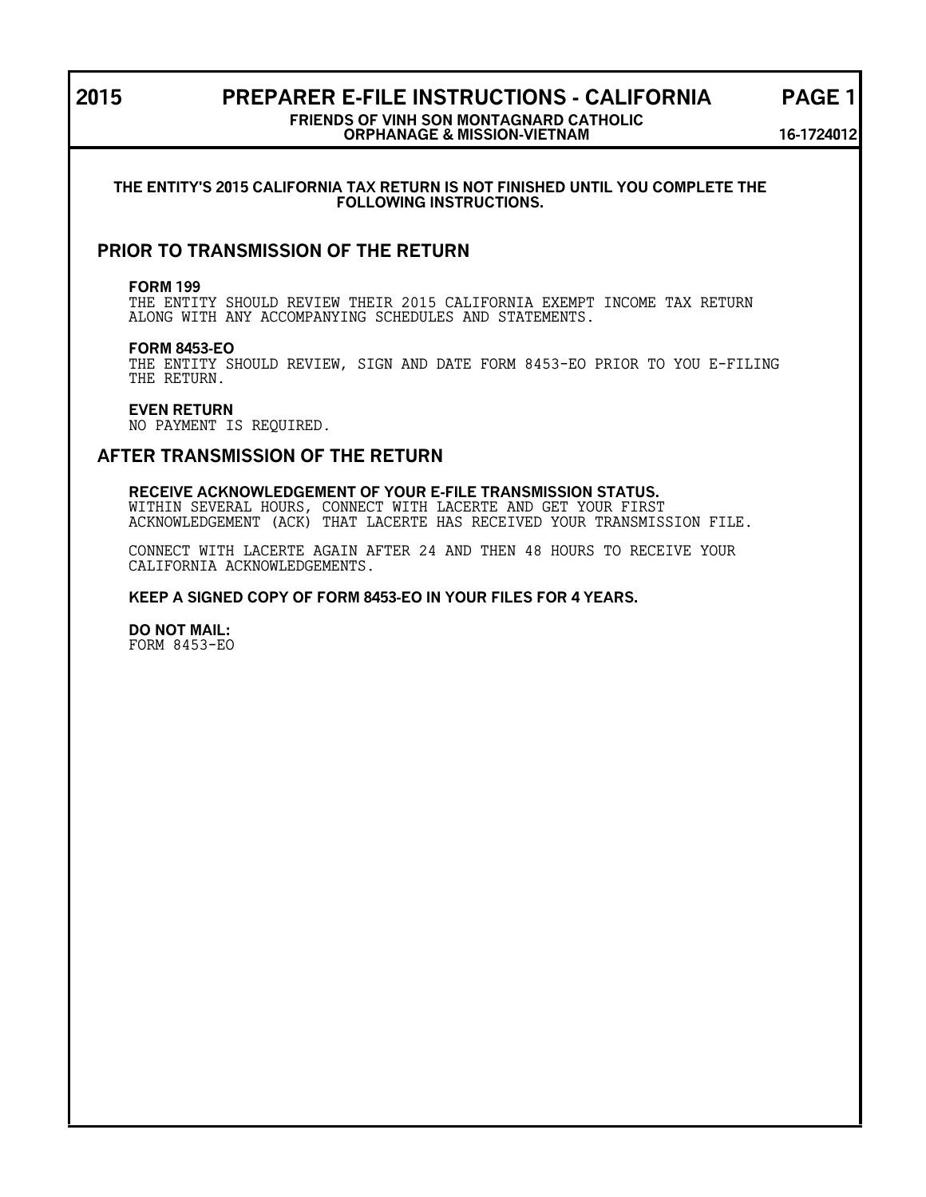# 2015 PREPARER E-FILE INSTRUCTIONS - CALIFORNIA PAGE 1

**FRIENDS OF VINH SON MONTAGNARD CATHOLIC ORPHANAGE & MISSION-VIETNAM** **16-1724012**

**THE ENTITY'S 2015 CALIFORNIA TAX RETURN IS NOT FINISHED UNTIL YOU COMPLETE THE FOLLOWING INSTRUCTIONS.**

## PRIOR TO TRANSMISSION OF THE RETURN

**FORM 199**
THE ENTITY SHOULD REVIEW THEIR 2015 CALIFORNIA EXEMPT INCOME TAX RETURN ALONG WITH ANY ACCOMPANYING SCHEDULES AND STATEMENTS.

**FORM 8453-EO**
THE ENTITY SHOULD REVIEW, SIGN AND DATE FORM 8453-EO PRIOR TO YOU E-FILING THE RETURN.

**EVEN RETURN**
NO PAYMENT IS REQUIRED.

## AFTER TRANSMISSION OF THE RETURN

**RECEIVE ACKNOWLEDGEMENT OF YOUR E-FILE TRANSMISSION STATUS.**
WITHIN SEVERAL HOURS, CONNECT WITH LACERTE AND GET YOUR FIRST ACKNOWLEDGEMENT (ACK) THAT LACERTE HAS RECEIVED YOUR TRANSMISSION FILE.

CONNECT WITH LACERTE AGAIN AFTER 24 AND THEN 48 HOURS TO RECEIVE YOUR CALIFORNIA ACKNOWLEDGEMENTS.

**KEEP A SIGNED COPY OF FORM 8453-EO IN YOUR FILES FOR 4 YEARS.**

**DO NOT MAIL:**
FORM 8453-EO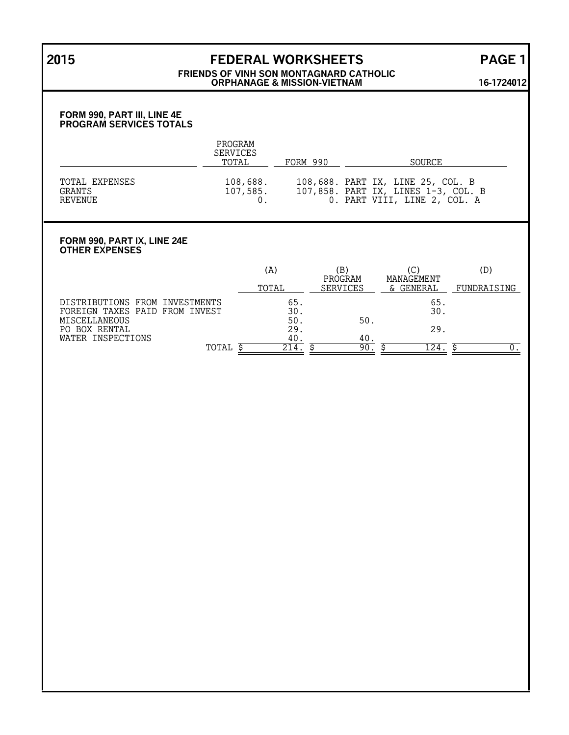# 2015 FEDERAL WORKSHEETS PAGE 1

**FRIENDS OF VINH SON MONTAGNARD CATHOLIC ORPHANAGE & MISSION-VIETNAM**

**16-1724012**

## FORM 990, PART III, LINE 4E
## PROGRAM SERVICES TOTALS

| | PROGRAM SERVICES TOTAL | FORM 990 | SOURCE |
|---|---|---|---|
| TOTAL EXPENSES | 108,688. | 108,688. | PART IX, LINE 25, COL. B |
| GRANTS | 107,585. | 107,858. | PART IX, LINES 1-3, COL. B |
| REVENUE | 0. | 0. | PART VIII, LINE 2, COL. A |

## FORM 990, PART IX, LINE 24E
## OTHER EXPENSES

| | (A) TOTAL | (B) PROGRAM SERVICES | (C) MANAGEMENT & GENERAL | (D) FUNDRAISING |
|---|---|---|---|---|
| DISTRIBUTIONS FROM INVESTMENTS | 65. | | 65. | |
| FOREIGN TAXES PAID FROM INVEST | 30. | | 30. | |
| MISCELLANEOUS | 50. | 50. | | |
| PO BOX RENTAL | 29. | | 29. | |
| WATER INSPECTIONS | 40. | 40. | | |
| TOTAL | $ 214. | $ 90. | $ 124. | $ 0. |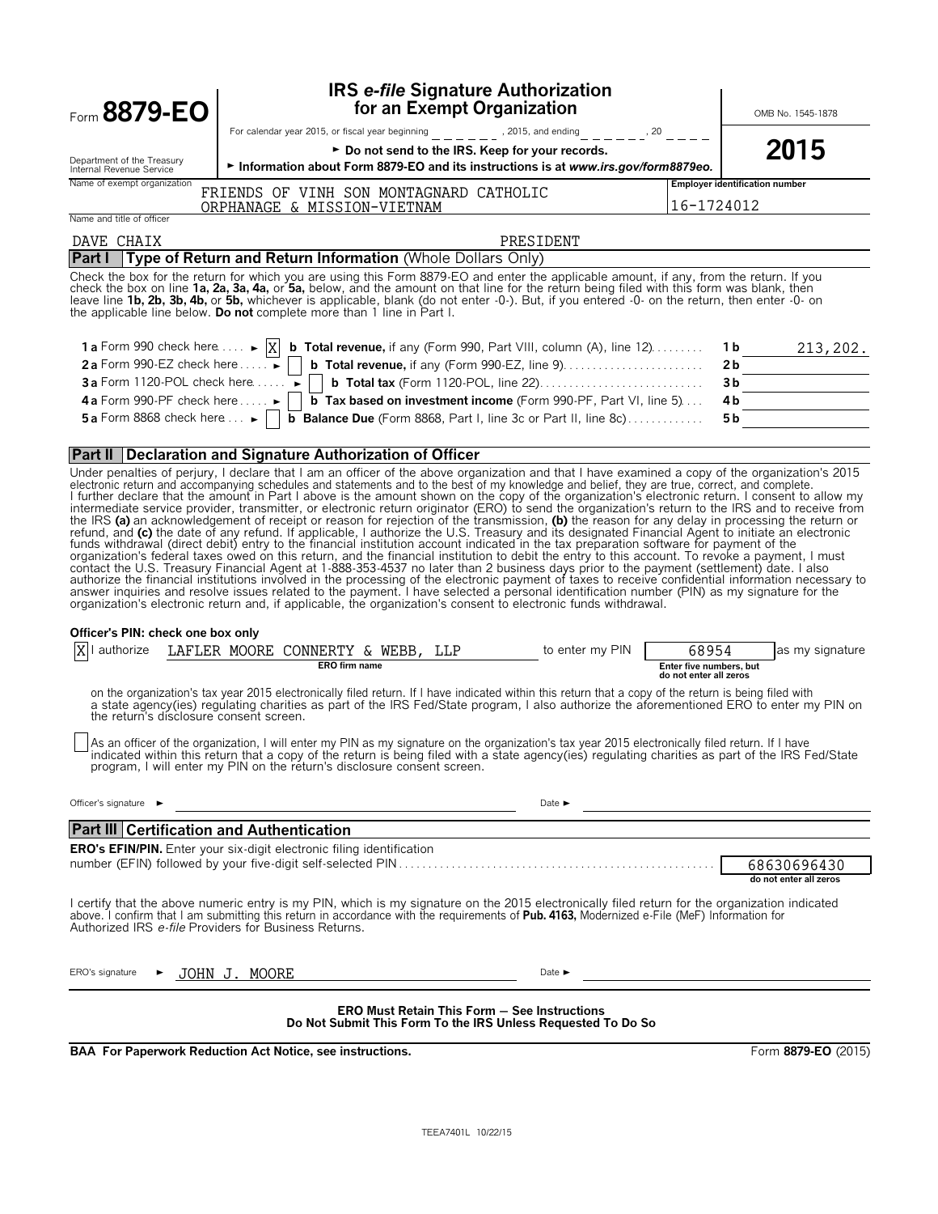Form **8879-EO**

# IRS *e-file* Signature Authorization for an Exempt Organization

OMB No. 1545-1878

For calendar year 2015, or fiscal year beginning ______ , 2015, and ending ______ , 20 ____

► Do not send to the IRS. Keep for your records.

► Information about Form 8879-EO and its instructions is at *www.irs.gov/form8879eo.*

**2015**

Department of the Treasury Internal Revenue Service

Name of exempt organization: FRIENDS OF VINH SON MONTAGNARD CATHOLIC ORPHANAGE & MISSION-VIETNAM

Employer identification number: 16-1724012

Name and title of officer: DAVE CHAIX PRESIDENT

## Part I Type of Return and Return Information (Whole Dollars Only)

Check the box for the return for which you are using this Form 8879-EO and enter the applicable amount, if any, from the return. If you check the box on line **1a, 2a, 3a, 4a,** or **5a,** below, and the amount on that line for the return being filed with this form was blank, then leave line **1b, 2b, 3b, 4b,** or **5b,** whichever is applicable, blank (do not enter -0-). But, if you entered -0- on the return, then enter -0- on the applicable line below. **Do not** complete more than 1 line in Part I.

| | | | |
|---|---|---|---|
| **1 a** Form 990 check here ► [X] | **b Total revenue,** if any (Form 990, Part VIII, column (A), line 12) | **1 b** | 213,202. |
| **2 a** Form 990-EZ check here ► [ ] | **b Total revenue,** if any (Form 990-EZ, line 9) | **2 b** | |
| **3 a** Form 1120-POL check here ► [ ] | **b Total tax** (Form 1120-POL, line 22) | **3 b** | |
| **4 a** Form 990-PF check here ► [ ] | **b Tax based on investment income** (Form 990-PF, Part VI, line 5) | **4 b** | |
| **5 a** Form 8868 check here ► [ ] | **b Balance Due** (Form 8868, Part I, line 3c or Part II, line 8c) | **5 b** | |

## Part II Declaration and Signature Authorization of Officer

Under penalties of perjury, I declare that I am an officer of the above organization and that I have examined a copy of the organization's 2015 electronic return and accompanying schedules and statements and to the best of my knowledge and belief, they are true, correct, and complete. I further declare that the amount in Part I above is the amount shown on the copy of the organization's electronic return. I consent to allow my intermediate service provider, transmitter, or electronic return originator (ERO) to send the organization's return to the IRS and to receive from the IRS **(a)** an acknowledgement of receipt or reason for rejection of the transmission, **(b)** the reason for any delay in processing the return or refund, and **(c)** the date of any refund. If applicable, I authorize the U.S. Treasury and its designated Financial Agent to initiate an electronic funds withdrawal (direct debit) entry to the financial institution account indicated in the tax preparation software for payment of the organization's federal taxes owed on this return, and the financial institution to debit the entry to this account. To revoke a payment, I must contact the U.S. Treasury Financial Agent at 1-888-353-4537 no later than 2 business days prior to the payment (settlement) date. I also authorize the financial institutions involved in the processing of the electronic payment of taxes to receive confidential information necessary to answer inquiries and resolve issues related to the payment. I have selected a personal identification number (PIN) as my signature for the organization's electronic return and, if applicable, the organization's consent to electronic funds withdrawal.

**Officer's PIN: check one box only**

[X] I authorize LAFLER MOORE CONNERTY & WEBB, LLP (ERO firm name) to enter my PIN 68954 (Enter five numbers, but do not enter all zeros) as my signature on the organization's tax year 2015 electronically filed return. If I have indicated within this return that a copy of the return is being filed with a state agency(ies) regulating charities as part of the IRS Fed/State program, I also authorize the aforementioned ERO to enter my PIN on the return's disclosure consent screen.

[ ] As an officer of the organization, I will enter my PIN as my signature on the organization's tax year 2015 electronically filed return. If I have indicated within this return that a copy of the return is being filed with a state agency(ies) regulating charities as part of the IRS Fed/State program, I will enter my PIN on the return's disclosure consent screen.

Officer's signature ► ______________________ Date ► ______________________

## Part III Certification and Authentication

**ERO's EFIN/PIN.** Enter your six-digit electronic filing identification number (EFIN) followed by your five-digit self-selected PIN: 68630696430 (do not enter all zeros)

I certify that the above numeric entry is my PIN, which is my signature on the 2015 electronically filed return for the organization indicated above. I confirm that I am submitting this return in accordance with the requirements of **Pub. 4163,** Modernized e-File (MeF) Information for Authorized IRS *e-file* Providers for Business Returns.

ERO's signature ► JOHN J. MOORE Date ► ______________________

**ERO Must Retain This Form — See Instructions**
**Do Not Submit This Form To the IRS Unless Requested To Do So**

**BAA For Paperwork Reduction Act Notice, see instructions.** Form **8879-EO** (2015)

TEEA7401L 10/22/15